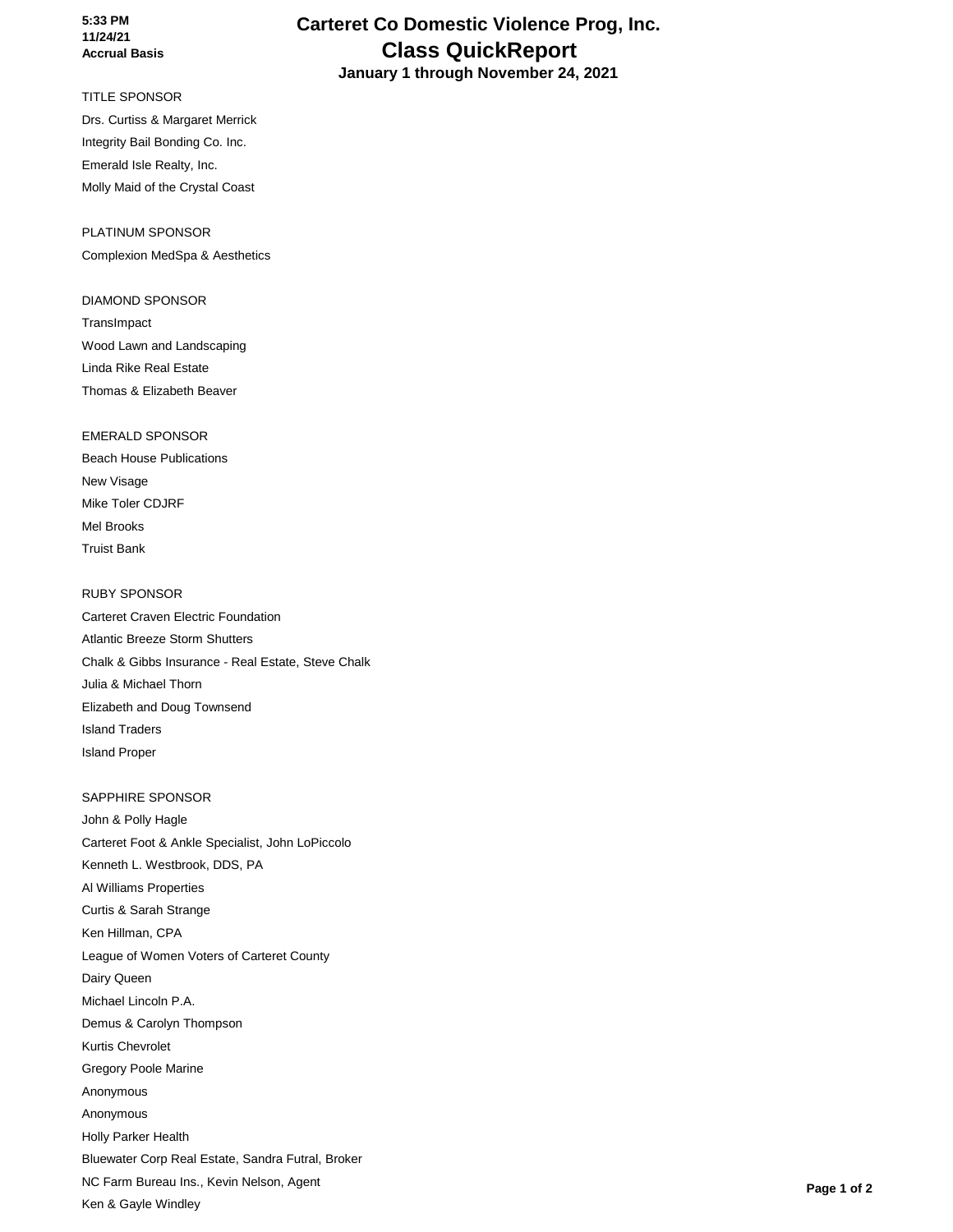5:33 PM
11/24/21
**Accrual Basis**

# Carteret Co Domestic Violence Prog, Inc.

## Class QuickReport

**January 1 through November 24, 2021**

TITLE SPONSOR

Drs. Curtiss & Margaret Merrick

Integrity Bail Bonding Co. Inc.

Emerald Isle Realty, Inc.

Molly Maid of the Crystal Coast

PLATINUM SPONSOR

Complexion MedSpa & Aesthetics

DIAMOND SPONSOR

TransImpact

Wood Lawn and Landscaping

Linda Rike Real Estate

Thomas & Elizabeth Beaver

EMERALD SPONSOR

Beach House Publications

New Visage

Mike Toler CDJRF

Mel Brooks

Truist Bank

RUBY SPONSOR

Carteret Craven Electric Foundation

Atlantic Breeze Storm Shutters

Chalk & Gibbs Insurance - Real Estate, Steve Chalk

Julia & Michael Thorn

Elizabeth and Doug Townsend

Island Traders

Island Proper

SAPPHIRE SPONSOR

John & Polly Hagle

Carteret Foot & Ankle Specialist, John LoPiccolo

Kenneth L. Westbrook, DDS, PA

Al Williams Properties

Curtis & Sarah Strange

Ken Hillman, CPA

League of Women Voters of Carteret County

Dairy Queen

Michael Lincoln P.A.

Demus & Carolyn Thompson

Kurtis Chevrolet

Gregory Poole Marine

Anonymous

Anonymous

Holly Parker Health

Bluewater Corp Real Estate, Sandra Futral, Broker

NC Farm Bureau Ins., Kevin Nelson, Agent

Ken & Gayle Windley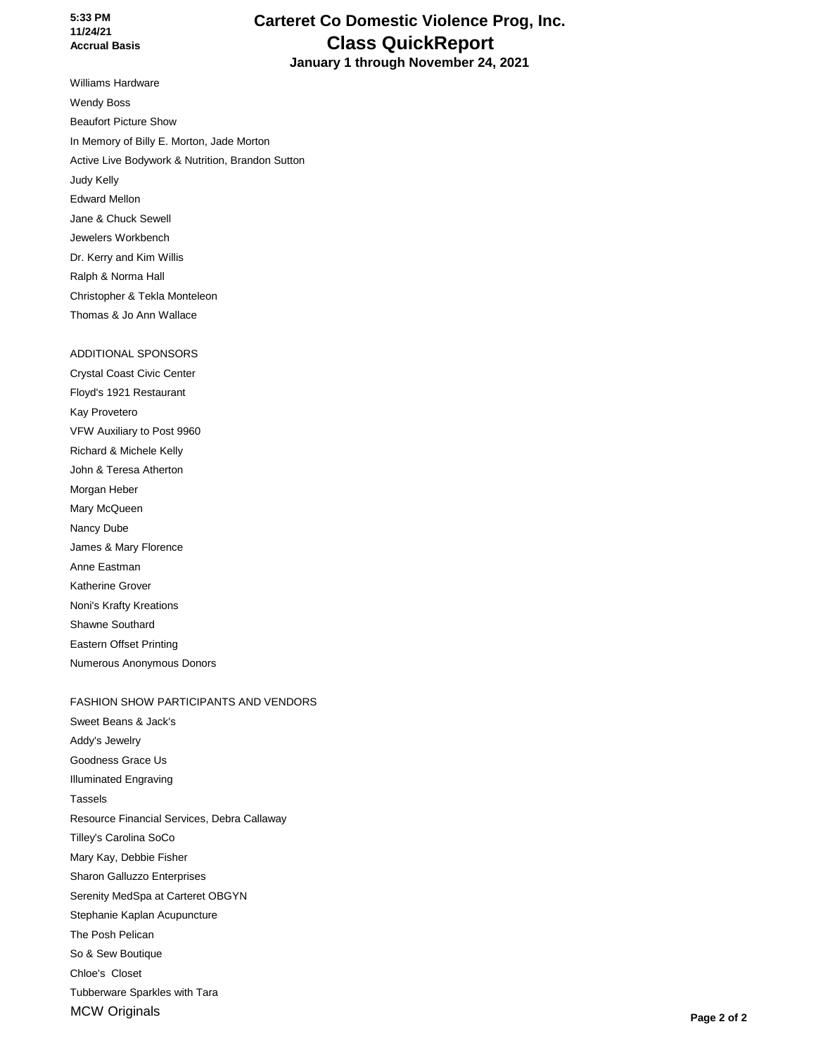# Carteret Co Domestic Violence Prog, Inc.

## Class QuickReport

**January 1 through November 24, 2021**

5:33 PM
11/24/21
Accrual Basis

Williams Hardware

Wendy Boss

Beaufort Picture Show

In Memory of Billy E. Morton, Jade Morton

Active Live Bodywork & Nutrition, Brandon Sutton

Judy Kelly

Edward Mellon

Jane & Chuck Sewell

Jewelers Workbench

Dr. Kerry and Kim Willis

Ralph & Norma Hall

Christopher & Tekla Monteleon

Thomas & Jo Ann Wallace

ADDITIONAL SPONSORS

Crystal Coast Civic Center

Floyd's 1921 Restaurant

Kay Provetero

VFW Auxiliary to Post 9960

Richard & Michele Kelly

John & Teresa Atherton

Morgan Heber

Mary McQueen

Nancy Dube

James & Mary Florence

Anne Eastman

Katherine Grover

Noni's Krafty Kreations

Shawne Southard

Eastern Offset Printing

Numerous Anonymous Donors

FASHION SHOW PARTICIPANTS AND VENDORS

Sweet Beans & Jack's

Addy's Jewelry

Goodness Grace Us

Illuminated Engraving

Tassels

Resource Financial Services, Debra Callaway

Tilley's Carolina SoCo

Mary Kay, Debbie Fisher

Sharon Galluzzo Enterprises

Serenity MedSpa at Carteret OBGYN

Stephanie Kaplan Acupuncture

The Posh Pelican

So & Sew Boutique

Chloe's Closet

Tubberware Sparkles with Tara

MCW Originals